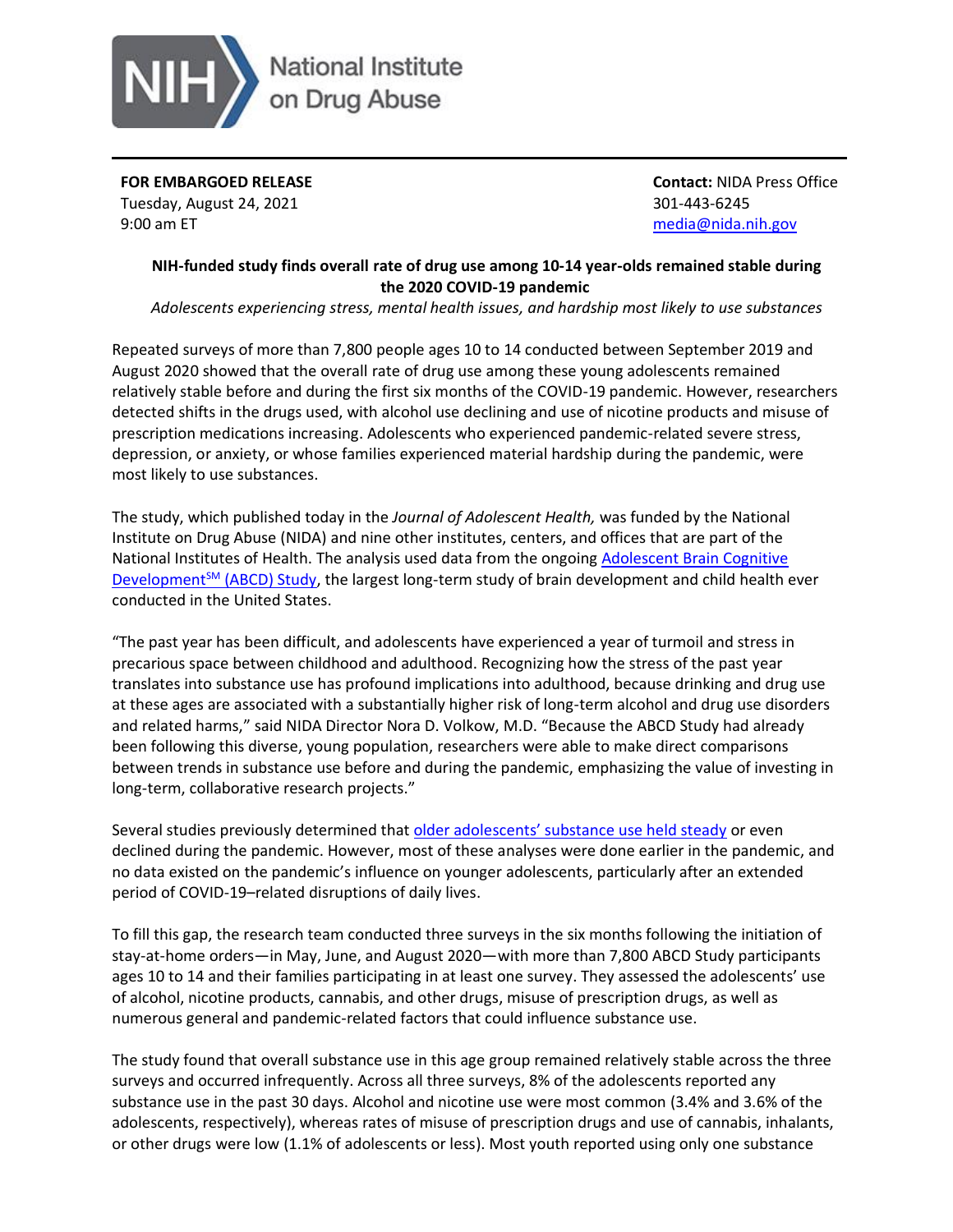National Institute on Drug Abuse

**FOR EMBARGOED RELEASE**
Tuesday, August 24, 2021
9:00 am ET

**Contact:** NIDA Press Office
301-443-6245
media@nida.nih.gov

**NIH-funded study finds overall rate of drug use among 10-14 year-olds remained stable during the 2020 COVID-19 pandemic**

*Adolescents experiencing stress, mental health issues, and hardship most likely to use substances*

Repeated surveys of more than 7,800 people ages 10 to 14 conducted between September 2019 and August 2020 showed that the overall rate of drug use among these young adolescents remained relatively stable before and during the first six months of the COVID-19 pandemic. However, researchers detected shifts in the drugs used, with alcohol use declining and use of nicotine products and misuse of prescription medications increasing. Adolescents who experienced pandemic-related severe stress, depression, or anxiety, or whose families experienced material hardship during the pandemic, were most likely to use substances.

The study, which published today in the *Journal of Adolescent Health,* was funded by the National Institute on Drug Abuse (NIDA) and nine other institutes, centers, and offices that are part of the National Institutes of Health. The analysis used data from the ongoing Adolescent Brain Cognitive Development[SM] (ABCD) Study, the largest long-term study of brain development and child health ever conducted in the United States.

"The past year has been difficult, and adolescents have experienced a year of turmoil and stress in precarious space between childhood and adulthood. Recognizing how the stress of the past year translates into substance use has profound implications into adulthood, because drinking and drug use at these ages are associated with a substantially higher risk of long-term alcohol and drug use disorders and related harms," said NIDA Director Nora D. Volkow, M.D. "Because the ABCD Study had already been following this diverse, young population, researchers were able to make direct comparisons between trends in substance use before and during the pandemic, emphasizing the value of investing in long-term, collaborative research projects."

Several studies previously determined that older adolescents' substance use held steady or even declined during the pandemic. However, most of these analyses were done earlier in the pandemic, and no data existed on the pandemic's influence on younger adolescents, particularly after an extended period of COVID-19–related disruptions of daily lives.

To fill this gap, the research team conducted three surveys in the six months following the initiation of stay-at-home orders—in May, June, and August 2020—with more than 7,800 ABCD Study participants ages 10 to 14 and their families participating in at least one survey. They assessed the adolescents' use of alcohol, nicotine products, cannabis, and other drugs, misuse of prescription drugs, as well as numerous general and pandemic-related factors that could influence substance use.

The study found that overall substance use in this age group remained relatively stable across the three surveys and occurred infrequently. Across all three surveys, 8% of the adolescents reported any substance use in the past 30 days. Alcohol and nicotine use were most common (3.4% and 3.6% of the adolescents, respectively), whereas rates of misuse of prescription drugs and use of cannabis, inhalants, or other drugs were low (1.1% of adolescents or less). Most youth reported using only one substance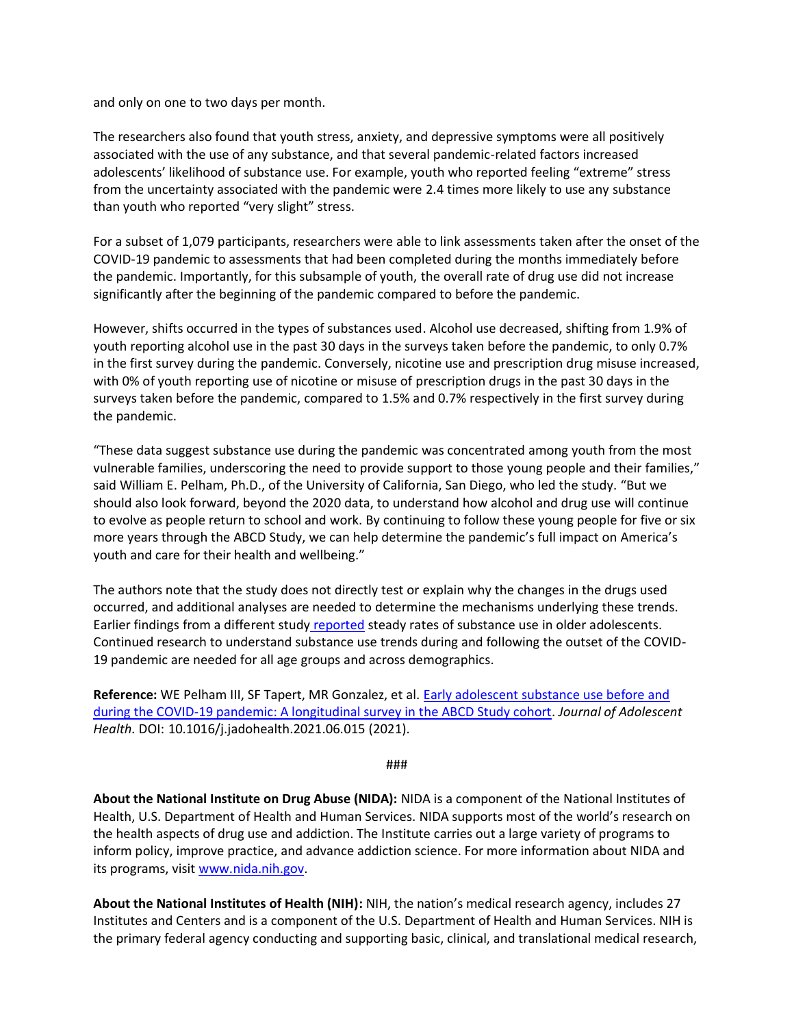and only on one to two days per month.

The researchers also found that youth stress, anxiety, and depressive symptoms were all positively associated with the use of any substance, and that several pandemic-related factors increased adolescents' likelihood of substance use. For example, youth who reported feeling "extreme" stress from the uncertainty associated with the pandemic were 2.4 times more likely to use any substance than youth who reported "very slight" stress.

For a subset of 1,079 participants, researchers were able to link assessments taken after the onset of the COVID-19 pandemic to assessments that had been completed during the months immediately before the pandemic. Importantly, for this subsample of youth, the overall rate of drug use did not increase significantly after the beginning of the pandemic compared to before the pandemic.

However, shifts occurred in the types of substances used. Alcohol use decreased, shifting from 1.9% of youth reporting alcohol use in the past 30 days in the surveys taken before the pandemic, to only 0.7% in the first survey during the pandemic. Conversely, nicotine use and prescription drug misuse increased, with 0% of youth reporting use of nicotine or misuse of prescription drugs in the past 30 days in the surveys taken before the pandemic, compared to 1.5% and 0.7% respectively in the first survey during the pandemic.

"These data suggest substance use during the pandemic was concentrated among youth from the most vulnerable families, underscoring the need to provide support to those young people and their families," said William E. Pelham, Ph.D., of the University of California, San Diego, who led the study. "But we should also look forward, beyond the 2020 data, to understand how alcohol and drug use will continue to evolve as people return to school and work. By continuing to follow these young people for five or six more years through the ABCD Study, we can help determine the pandemic's full impact on America's youth and care for their health and wellbeing."

The authors note that the study does not directly test or explain why the changes in the drugs used occurred, and additional analyses are needed to determine the mechanisms underlying these trends. Earlier findings from a different study [reported](#) steady rates of substance use in older adolescents. Continued research to understand substance use trends during and following the outset of the COVID-19 pandemic are needed for all age groups and across demographics.

**Reference:** WE Pelham III, SF Tapert, MR Gonzalez, et al. [Early adolescent substance use before and during the COVID-19 pandemic: A longitudinal survey in the ABCD Study cohort](#). *Journal of Adolescent Health*. DOI: 10.1016/j.jadohealth.2021.06.015 (2021).

###

**About the National Institute on Drug Abuse (NIDA):** NIDA is a component of the National Institutes of Health, U.S. Department of Health and Human Services. NIDA supports most of the world's research on the health aspects of drug use and addiction. The Institute carries out a large variety of programs to inform policy, improve practice, and advance addiction science. For more information about NIDA and its programs, visit [www.nida.nih.gov](http://www.nida.nih.gov).

**About the National Institutes of Health (NIH):** NIH, the nation's medical research agency, includes 27 Institutes and Centers and is a component of the U.S. Department of Health and Human Services. NIH is the primary federal agency conducting and supporting basic, clinical, and translational medical research,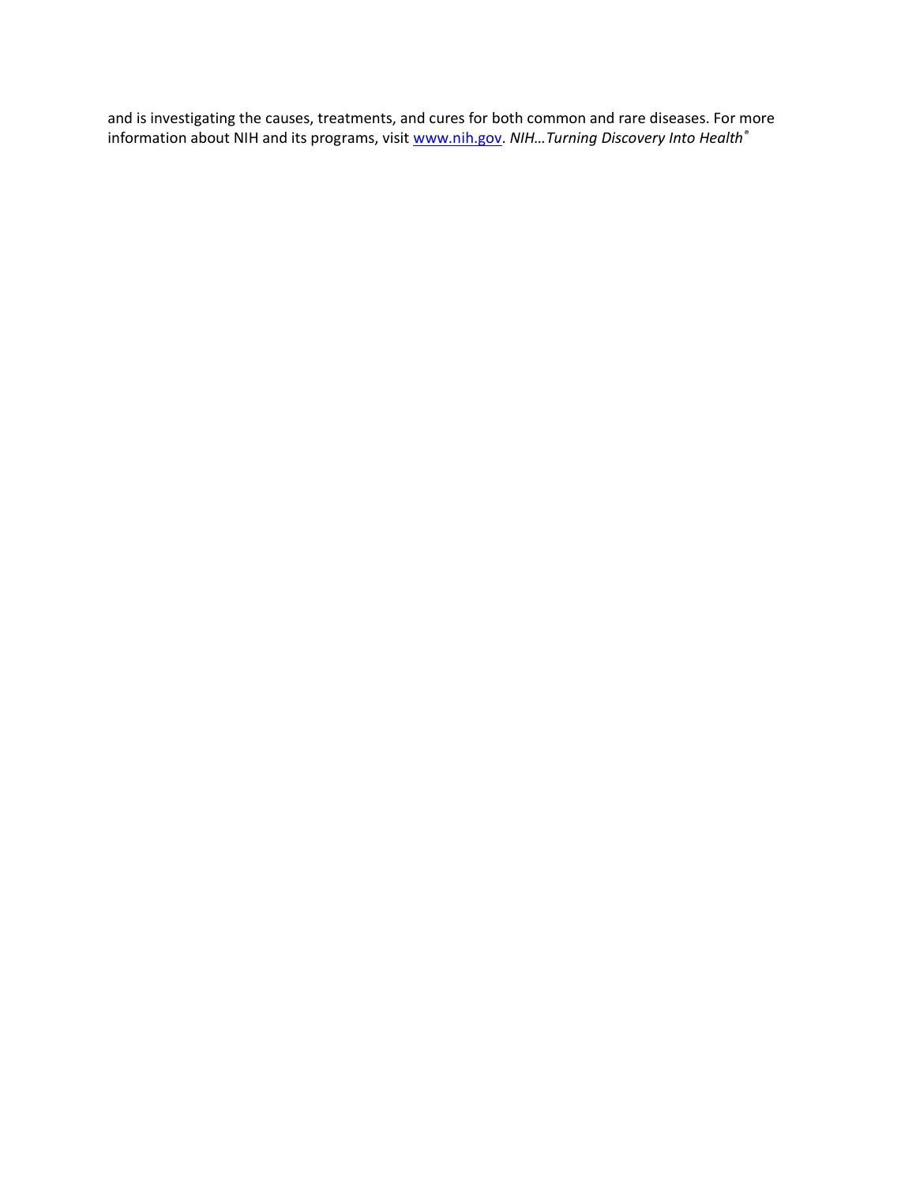and is investigating the causes, treatments, and cures for both common and rare diseases. For more information about NIH and its programs, visit [www.nih.gov](http://www.nih.gov). *NIH…Turning Discovery Into Health®*